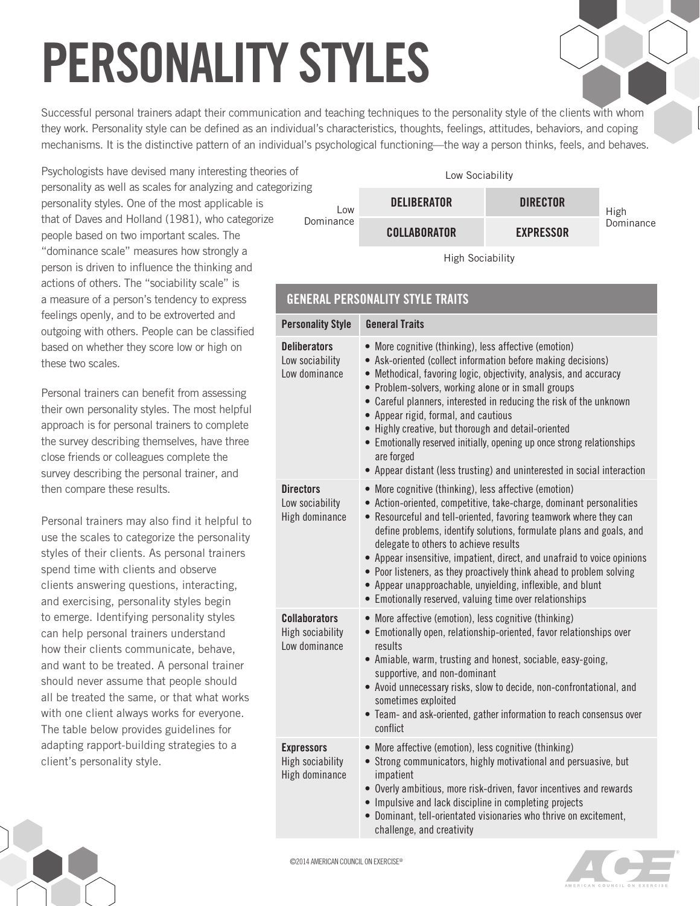# PERSONALITY STYLES

Successful personal trainers adapt their communication and teaching techniques to the personality style of the clients with whom they work. Personality style can be defined as an individual's characteristics, thoughts, feelings, attitudes, behaviors, and coping mechanisms. It is the distinctive pattern of an individual's psychological functioning—the way a person thinks, feels, and behaves.

Psychologists have devised many interesting theories of personality as well as scales for analyzing and categorizing personality styles. One of the most applicable is that of Daves and Holland (1981), who categorize people based on two important scales. The "dominance scale" measures how strongly a person is driven to influence the thinking and actions of others. The "sociability scale" is a measure of a person's tendency to express feelings openly, and to be extroverted and outgoing with others. People can be classified based on whether they score low or high on these two scales.

Personal trainers can benefit from assessing their own personality styles. The most helpful approach is for personal trainers to complete the survey describing themselves, have three close friends or colleagues complete the survey describing the personal trainer, and then compare these results.

Personal trainers may also find it helpful to use the scales to categorize the personality styles of their clients. As personal trainers spend time with clients and observe clients answering questions, interacting, and exercising, personality styles begin to emerge. Identifying personality styles can help personal trainers understand how their clients communicate, behave, and want to be treated. A personal trainer should never assume that people should all be treated the same, or that what works with one client always works for everyone. The table below provides guidelines for adapting rapport-building strategies to a client's personality style.

| | Low Dominance | High Dominance |
|---|---|---|
| **Low Sociability** | **DELIBERATOR** | **DIRECTOR** |
| **High Sociability** | **COLLABORATOR** | **EXPRESSOR** |

## GENERAL PERSONALITY STYLE TRAITS

| Personality Style | General Traits |
|---|---|
| **Deliberators**<br>Low sociability<br>Low dominance | • More cognitive (thinking), less affective (emotion)<br>• Ask-oriented (collect information before making decisions)<br>• Methodical, favoring logic, objectivity, analysis, and accuracy<br>• Problem-solvers, working alone or in small groups<br>• Careful planners, interested in reducing the risk of the unknown<br>• Appear rigid, formal, and cautious<br>• Highly creative, but thorough and detail-oriented<br>• Emotionally reserved initially, opening up once strong relationships are forged<br>• Appear distant (less trusting) and uninterested in social interaction |
| **Directors**<br>Low sociability<br>High dominance | • More cognitive (thinking), less affective (emotion)<br>• Action-oriented, competitive, take-charge, dominant personalities<br>• Resourceful and tell-oriented, favoring teamwork where they can define problems, identify solutions, formulate plans and goals, and delegate to others to achieve results<br>• Appear insensitive, impatient, direct, and unafraid to voice opinions<br>• Poor listeners, as they proactively think ahead to problem solving<br>• Appear unapproachable, unyielding, inflexible, and blunt<br>• Emotionally reserved, valuing time over relationships |
| **Collaborators**<br>High sociability<br>Low dominance | • More affective (emotion), less cognitive (thinking)<br>• Emotionally open, relationship-oriented, favor relationships over results<br>• Amiable, warm, trusting and honest, sociable, easy-going, supportive, and non-dominant<br>• Avoid unnecessary risks, slow to decide, non-confrontational, and sometimes exploited<br>• Team- and ask-oriented, gather information to reach consensus over conflict |
| **Expressors**<br>High sociability<br>High dominance | • More affective (emotion), less cognitive (thinking)<br>• Strong communicators, highly motivational and persuasive, but impatient<br>• Overly ambitious, more risk-driven, favor incentives and rewards<br>• Impulsive and lack discipline in completing projects<br>• Dominant, tell-orientated visionaries who thrive on excitement, challenge, and creativity |

©2014 AMERICAN COUNCIL ON EXERCISE®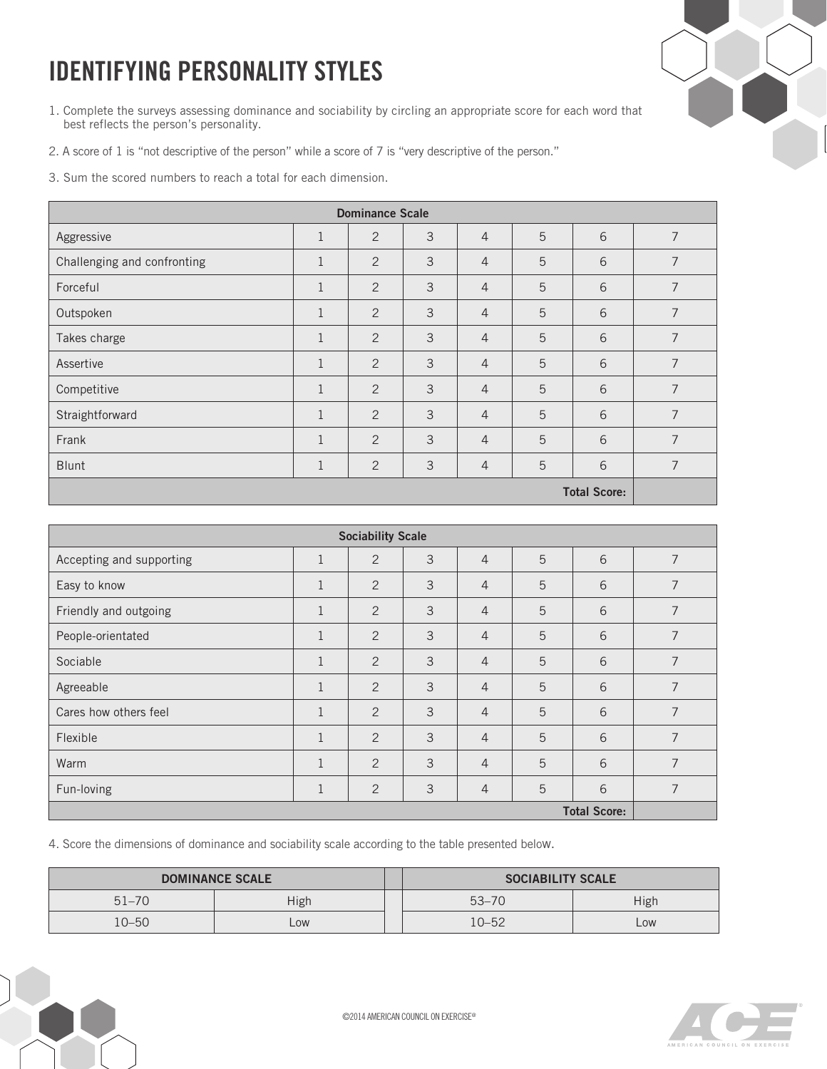# IDENTIFYING PERSONALITY STYLES

1. Complete the surveys assessing dominance and sociability by circling an appropriate score for each word that best reflects the person's personality.

2. A score of 1 is "not descriptive of the person" while a score of 7 is "very descriptive of the person."

3. Sum the scored numbers to reach a total for each dimension.

| Dominance Scale | | | | | | | |
|---|---|---|---|---|---|---|---|
| Aggressive | 1 | 2 | 3 | 4 | 5 | 6 | 7 |
| Challenging and confronting | 1 | 2 | 3 | 4 | 5 | 6 | 7 |
| Forceful | 1 | 2 | 3 | 4 | 5 | 6 | 7 |
| Outspoken | 1 | 2 | 3 | 4 | 5 | 6 | 7 |
| Takes charge | 1 | 2 | 3 | 4 | 5 | 6 | 7 |
| Assertive | 1 | 2 | 3 | 4 | 5 | 6 | 7 |
| Competitive | 1 | 2 | 3 | 4 | 5 | 6 | 7 |
| Straightforward | 1 | 2 | 3 | 4 | 5 | 6 | 7 |
| Frank | 1 | 2 | 3 | 4 | 5 | 6 | 7 |
| Blunt | 1 | 2 | 3 | 4 | 5 | 6 | 7 |
| | | | | | | **Total Score:** | |

| Sociability Scale | | | | | | | |
|---|---|---|---|---|---|---|---|
| Accepting and supporting | 1 | 2 | 3 | 4 | 5 | 6 | 7 |
| Easy to know | 1 | 2 | 3 | 4 | 5 | 6 | 7 |
| Friendly and outgoing | 1 | 2 | 3 | 4 | 5 | 6 | 7 |
| People-orientated | 1 | 2 | 3 | 4 | 5 | 6 | 7 |
| Sociable | 1 | 2 | 3 | 4 | 5 | 6 | 7 |
| Agreeable | 1 | 2 | 3 | 4 | 5 | 6 | 7 |
| Cares how others feel | 1 | 2 | 3 | 4 | 5 | 6 | 7 |
| Flexible | 1 | 2 | 3 | 4 | 5 | 6 | 7 |
| Warm | 1 | 2 | 3 | 4 | 5 | 6 | 7 |
| Fun-loving | 1 | 2 | 3 | 4 | 5 | 6 | 7 |
| | | | | | | **Total Score:** | |

4. Score the dimensions of dominance and sociability scale according to the table presented below.

| DOMINANCE SCALE | | | SOCIABILITY SCALE | |
|---|---|---|---|---|
| 51–70 | High | | 53–70 | High |
| 10–50 | Low | | 10–52 | Low |

©2014 AMERICAN COUNCIL ON EXERCISE®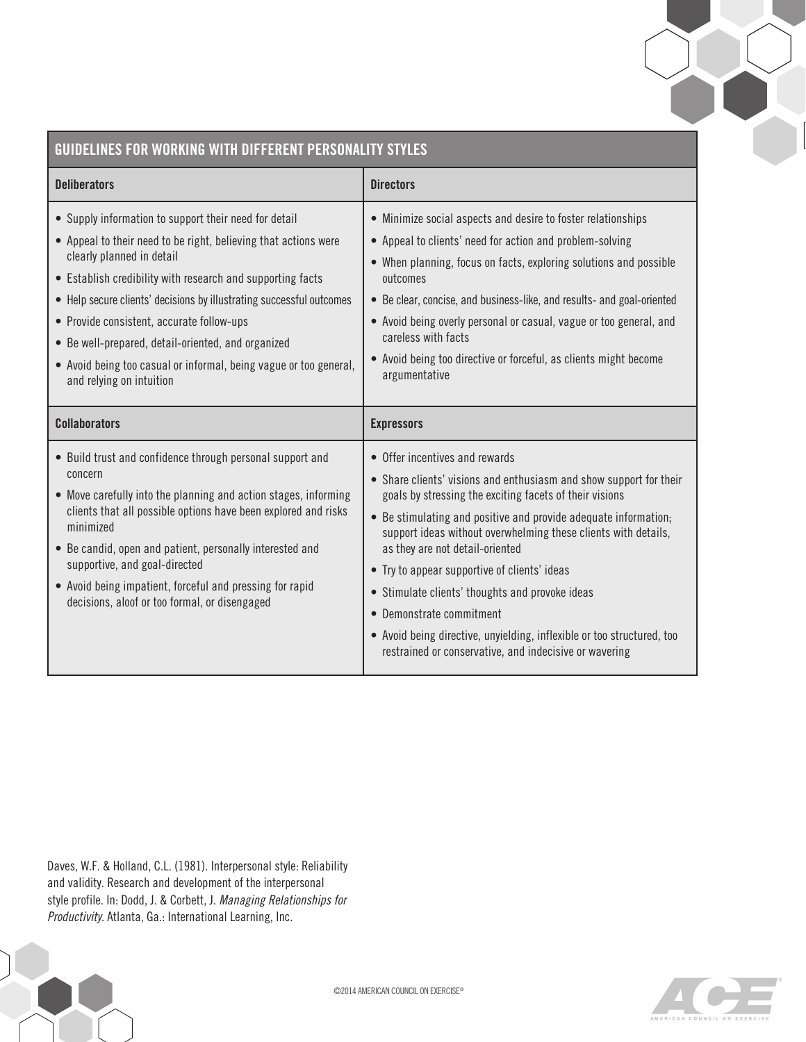## GUIDELINES FOR WORKING WITH DIFFERENT PERSONALITY STYLES

| Deliberators | Directors |
| --- | --- |
| • Supply information to support their need for detail<br>• Appeal to their need to be right, believing that actions were clearly planned in detail<br>• Establish credibility with research and supporting facts<br>• Help secure clients' decisions by illustrating successful outcomes<br>• Provide consistent, accurate follow-ups<br>• Be well-prepared, detail-oriented, and organized<br>• Avoid being too casual or informal, being vague or too general, and relying on intuition | • Minimize social aspects and desire to foster relationships<br>• Appeal to clients' need for action and problem-solving<br>• When planning, focus on facts, exploring solutions and possible outcomes<br>• Be clear, concise, and business-like, and results- and goal-oriented<br>• Avoid being overly personal or casual, vague or too general, and careless with facts<br>• Avoid being too directive or forceful, as clients might become argumentative |
| **Collaborators** | **Expressors** |
| • Build trust and confidence through personal support and concern<br>• Move carefully into the planning and action stages, informing clients that all possible options have been explored and risks minimized<br>• Be candid, open and patient, personally interested and supportive, and goal-directed<br>• Avoid being impatient, forceful and pressing for rapid decisions, aloof or too formal, or disengaged | • Offer incentives and rewards<br>• Share clients' visions and enthusiasm and show support for their goals by stressing the exciting facets of their visions<br>• Be stimulating and positive and provide adequate information; support ideas without overwhelming these clients with details, as they are not detail-oriented<br>• Try to appear supportive of clients' ideas<br>• Stimulate clients' thoughts and provoke ideas<br>• Demonstrate commitment<br>• Avoid being directive, unyielding, inflexible or too structured, too restrained or conservative, and indecisive or wavering |

Daves, W.F. & Holland, C.L. (1981). Interpersonal style: Reliability and validity. Research and development of the interpersonal style profile. In: Dodd, J. & Corbett, J. *Managing Relationships for Productivity*. Atlanta, Ga.: International Learning, Inc.

©2014 AMERICAN COUNCIL ON EXERCISE®